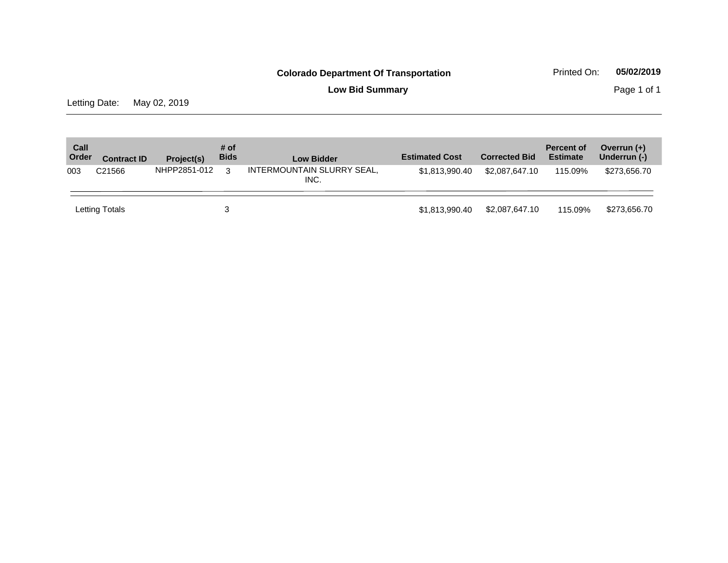**Colorado Department Of Transportation**

Printed On: **05/02/2019**

**Low Bid Summary**

Letting Date: May 02, 2019

| Call Order | Contract ID | Project(s) | # of Bids | Low Bidder | Estimated Cost | Corrected Bid | Percent of Estimate | Overrun (+) Underrun (-) |
|---|---|---|---|---|---|---|---|---|
| 003 | C21566 | NHPP2851-012 | 3 | INTERMOUNTAIN SLURRY SEAL, INC. | $1,813,990.40 | $2,087,647.10 | 115.09% | $273,656.70 |
| Letting Totals | | | 3 | | $1,813,990.40 | $2,087,647.10 | 115.09% | $273,656.70 |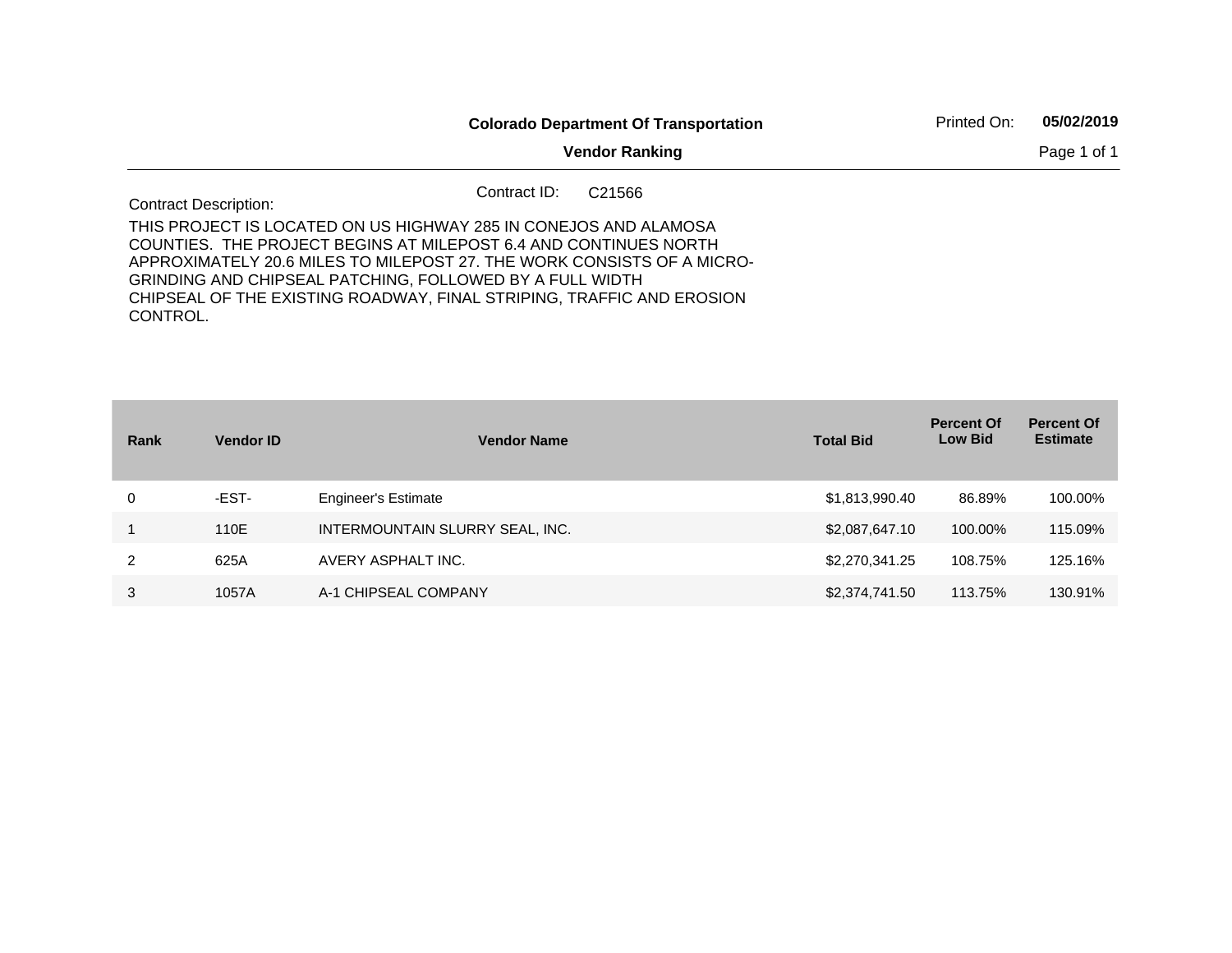**Colorado Department Of Transportation**

**Vendor Ranking**

Printed On: **05/02/2019**

Contract ID: C21566

Contract Description:

THIS PROJECT IS LOCATED ON US HIGHWAY 285 IN CONEJOS AND ALAMOSA COUNTIES. THE PROJECT BEGINS AT MILEPOST 6.4 AND CONTINUES NORTH APPROXIMATELY 20.6 MILES TO MILEPOST 27. THE WORK CONSISTS OF A MICRO-GRINDING AND CHIPSEAL PATCHING, FOLLOWED BY A FULL WIDTH CHIPSEAL OF THE EXISTING ROADWAY, FINAL STRIPING, TRAFFIC AND EROSION CONTROL.

| Rank | Vendor ID | Vendor Name | Total Bid | Percent Of Low Bid | Percent Of Estimate |
|---|---|---|---|---|---|
| 0 | -EST- | Engineer's Estimate | $1,813,990.40 | 86.89% | 100.00% |
| 1 | 110E | INTERMOUNTAIN SLURRY SEAL, INC. | $2,087,647.10 | 100.00% | 115.09% |
| 2 | 625A | AVERY ASPHALT INC. | $2,270,341.25 | 108.75% | 125.16% |
| 3 | 1057A | A-1 CHIPSEAL COMPANY | $2,374,741.50 | 113.75% | 130.91% |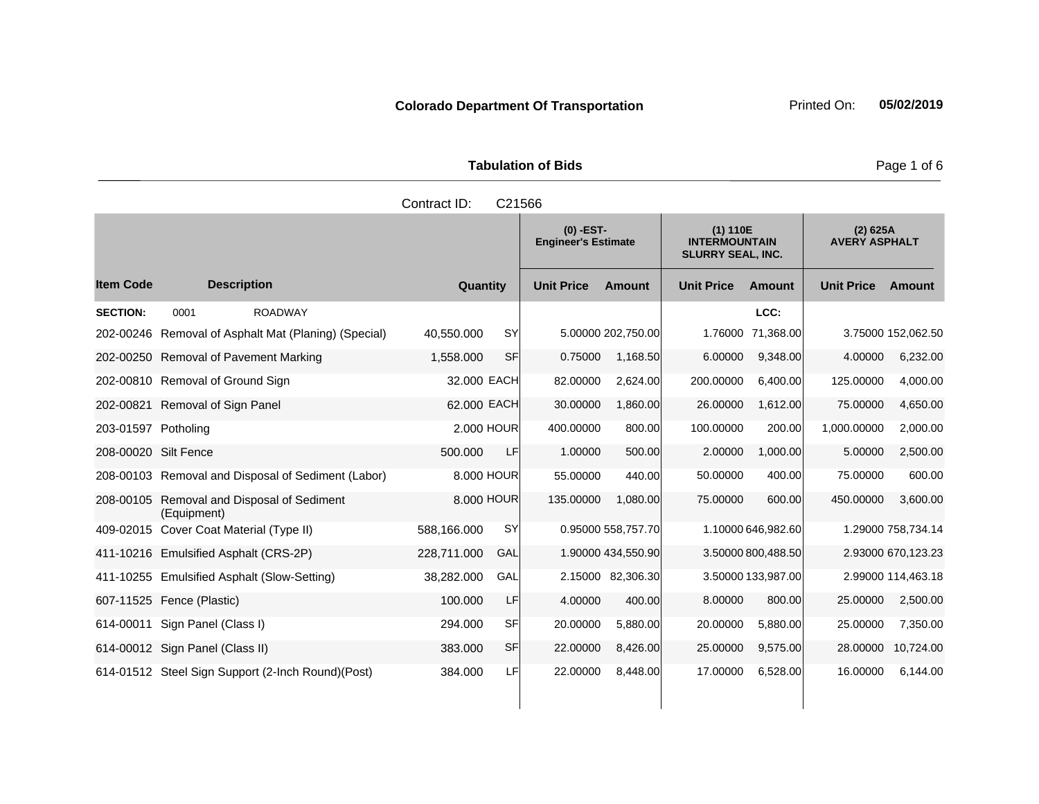**Colorado Department Of Transportation** Printed On: **05/02/2019**

**Tabulation of Bids**

Contract ID: C21566

| Item Code | Description | Quantity | | (0) -EST- Engineer's Estimate | | (1) 110E INTERMOUNTAIN SLURRY SEAL, INC. | | (2) 625A AVERY ASPHALT | |
|---|---|---|---|---|---|---|---|---|---|
| | | | | Unit Price | Amount | Unit Price | Amount | Unit Price | Amount |
| **SECTION:** | 0001 ROADWAY | | | | | | LCC: | | |
| 202-00246 | Removal of Asphalt Mat (Planing) (Special) | 40,550.000 | SY | 5.00000 | 202,750.00 | 1.76000 | 71,368.00 | 3.75000 | 152,062.50 |
| 202-00250 | Removal of Pavement Marking | 1,558.000 | SF | 0.75000 | 1,168.50 | 6.00000 | 9,348.00 | 4.00000 | 6,232.00 |
| 202-00810 | Removal of Ground Sign | 32.000 | EACH | 82.00000 | 2,624.00 | 200.00000 | 6,400.00 | 125.00000 | 4,000.00 |
| 202-00821 | Removal of Sign Panel | 62.000 | EACH | 30.00000 | 1,860.00 | 26.00000 | 1,612.00 | 75.00000 | 4,650.00 |
| 203-01597 | Potholing | 2.000 | HOUR | 400.00000 | 800.00 | 100.00000 | 200.00 | 1,000.00000 | 2,000.00 |
| 208-00020 | Silt Fence | 500.000 | LF | 1.00000 | 500.00 | 2.00000 | 1,000.00 | 5.00000 | 2,500.00 |
| 208-00103 | Removal and Disposal of Sediment (Labor) | 8.000 | HOUR | 55.00000 | 440.00 | 50.00000 | 400.00 | 75.00000 | 600.00 |
| 208-00105 | Removal and Disposal of Sediment (Equipment) | 8.000 | HOUR | 135.00000 | 1,080.00 | 75.00000 | 600.00 | 450.00000 | 3,600.00 |
| 409-02015 | Cover Coat Material (Type II) | 588,166.000 | SY | 0.95000 | 558,757.70 | 1.10000 | 646,982.60 | 1.29000 | 758,734.14 |
| 411-10216 | Emulsified Asphalt (CRS-2P) | 228,711.000 | GAL | 1.90000 | 434,550.90 | 3.50000 | 800,488.50 | 2.93000 | 670,123.23 |
| 411-10255 | Emulsified Asphalt (Slow-Setting) | 38,282.000 | GAL | 2.15000 | 82,306.30 | 3.50000 | 133,987.00 | 2.99000 | 114,463.18 |
| 607-11525 | Fence (Plastic) | 100.000 | LF | 4.00000 | 400.00 | 8.00000 | 800.00 | 25.00000 | 2,500.00 |
| 614-00011 | Sign Panel (Class I) | 294.000 | SF | 20.00000 | 5,880.00 | 20.00000 | 5,880.00 | 25.00000 | 7,350.00 |
| 614-00012 | Sign Panel (Class II) | 383.000 | SF | 22.00000 | 8,426.00 | 25.00000 | 9,575.00 | 28.00000 | 10,724.00 |
| 614-01512 | Steel Sign Support (2-Inch Round)(Post) | 384.000 | LF | 22.00000 | 8,448.00 | 17.00000 | 6,528.00 | 16.00000 | 6,144.00 |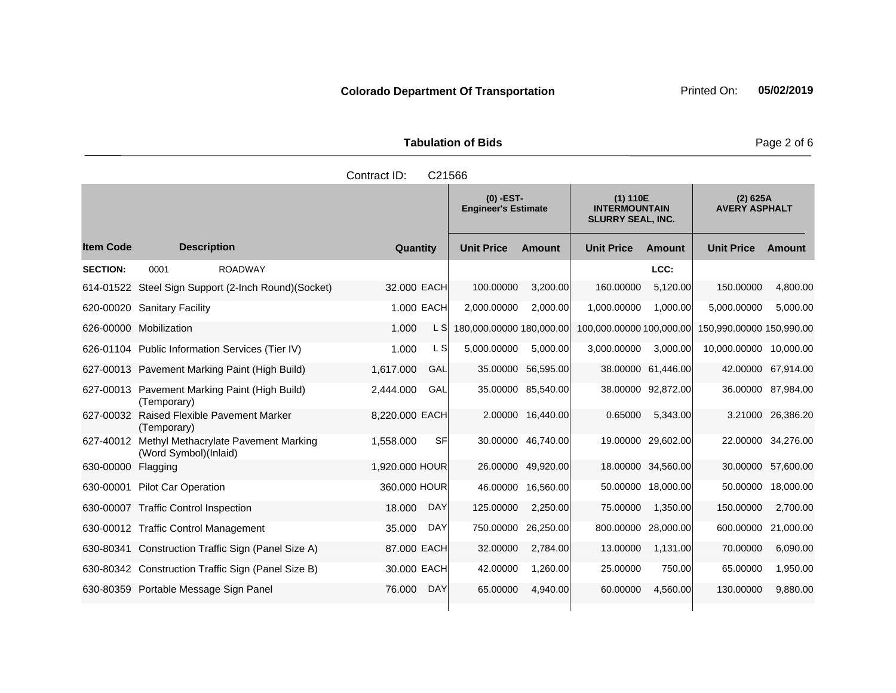**Colorado Department Of Transportation** Printed On: **05/02/2019**

**Tabulation of Bids**

Contract ID: C21566

| Item Code | Description | Quantity | | (0) -EST- Engineer's Estimate Unit Price | Amount | (1) 110E INTERMOUNTAIN SLURRY SEAL, INC. Unit Price | Amount | (2) 625A AVERY ASPHALT Unit Price | Amount |
|---|---|---|---|---|---|---|---|---|---|
| **SECTION:** | 0001 ROADWAY | | | | | | LCC: | | |
| 614-01522 | Steel Sign Support (2-Inch Round)(Socket) | 32.000 | EACH | 100.00000 | 3,200.00 | 160.00000 | 5,120.00 | 150.00000 | 4,800.00 |
| 620-00020 | Sanitary Facility | 1.000 | EACH | 2,000.00000 | 2,000.00 | 1,000.00000 | 1,000.00 | 5,000.00000 | 5,000.00 |
| 626-00000 | Mobilization | 1.000 | L S | 180,000.00000 | 180,000.00 | 100,000.00000 | 100,000.00 | 150,990.00000 | 150,990.00 |
| 626-01104 | Public Information Services (Tier IV) | 1.000 | L S | 5,000.00000 | 5,000.00 | 3,000.00000 | 3,000.00 | 10,000.00000 | 10,000.00 |
| 627-00013 | Pavement Marking Paint (High Build) | 1,617.000 | GAL | 35.00000 | 56,595.00 | 38.00000 | 61,446.00 | 42.00000 | 67,914.00 |
| 627-00013 | Pavement Marking Paint (High Build) (Temporary) | 2,444.000 | GAL | 35.00000 | 85,540.00 | 38.00000 | 92,872.00 | 36.00000 | 87,984.00 |
| 627-00032 | Raised Flexible Pavement Marker (Temporary) | 8,220.000 | EACH | 2.00000 | 16,440.00 | 0.65000 | 5,343.00 | 3.21000 | 26,386.20 |
| 627-40012 | Methyl Methacrylate Pavement Marking (Word Symbol)(Inlaid) | 1,558.000 | SF | 30.00000 | 46,740.00 | 19.00000 | 29,602.00 | 22.00000 | 34,276.00 |
| 630-00000 | Flagging | 1,920.000 | HOUR | 26.00000 | 49,920.00 | 18.00000 | 34,560.00 | 30.00000 | 57,600.00 |
| 630-00001 | Pilot Car Operation | 360.000 | HOUR | 46.00000 | 16,560.00 | 50.00000 | 18,000.00 | 50.00000 | 18,000.00 |
| 630-00007 | Traffic Control Inspection | 18.000 | DAY | 125.00000 | 2,250.00 | 75.00000 | 1,350.00 | 150.00000 | 2,700.00 |
| 630-00012 | Traffic Control Management | 35.000 | DAY | 750.00000 | 26,250.00 | 800.00000 | 28,000.00 | 600.00000 | 21,000.00 |
| 630-80341 | Construction Traffic Sign (Panel Size A) | 87.000 | EACH | 32.00000 | 2,784.00 | 13.00000 | 1,131.00 | 70.00000 | 6,090.00 |
| 630-80342 | Construction Traffic Sign (Panel Size B) | 30.000 | EACH | 42.00000 | 1,260.00 | 25.00000 | 750.00 | 65.00000 | 1,950.00 |
| 630-80359 | Portable Message Sign Panel | 76.000 | DAY | 65.00000 | 4,940.00 | 60.00000 | 4,560.00 | 130.00000 | 9,880.00 |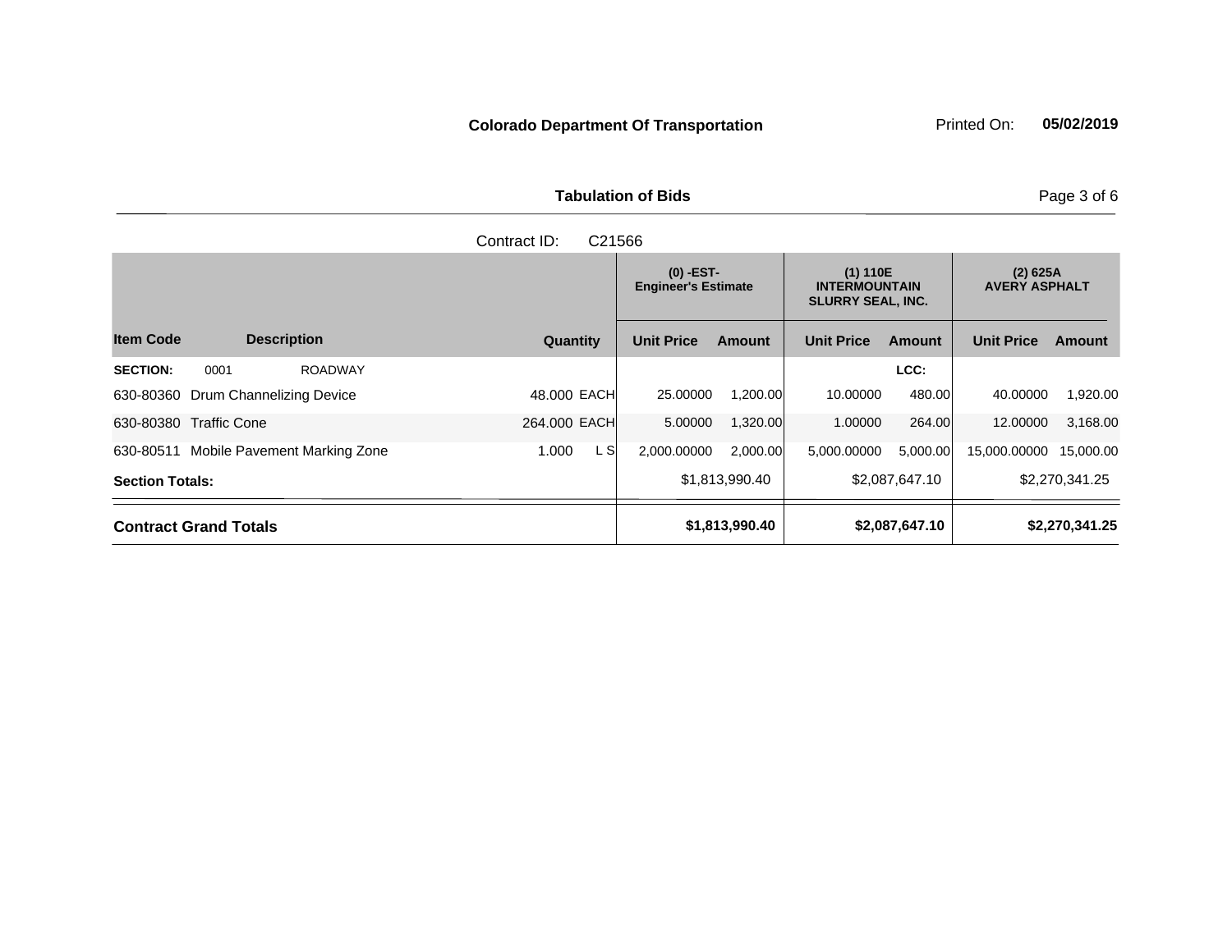**Colorado Department Of Transportation**

Printed On: **05/02/2019**

**Tabulation of Bids**

Contract ID: C21566

| Item Code | Description | Quantity | | (0) -EST- Engineer's Estimate | | (1) 110E INTERMOUNTAIN SLURRY SEAL, INC. | | (2) 625A AVERY ASPHALT | |
|---|---|---|---|---|---|---|---|---|---|
| | | | | Unit Price | Amount | Unit Price | Amount | Unit Price | Amount |
| **SECTION:** | 0001 ROADWAY | | | | | | LCC: | | |
| 630-80360 | Drum Channelizing Device | 48.000 | EACH | 25.00000 | 1,200.00 | 10.00000 | 480.00 | 40.00000 | 1,920.00 |
| 630-80380 | Traffic Cone | 264.000 | EACH | 5.00000 | 1,320.00 | 1.00000 | 264.00 | 12.00000 | 3,168.00 |
| 630-80511 | Mobile Pavement Marking Zone | 1.000 | L S | 2,000.00000 | 2,000.00 | 5,000.00000 | 5,000.00 | 15,000.00000 | 15,000.00 |
| **Section Totals:** | | | | | $1,813,990.40 | | $2,087,647.10 | | $2,270,341.25 |
| **Contract Grand Totals** | | | | | **$1,813,990.40** | | **$2,087,647.10** | | **$2,270,341.25** |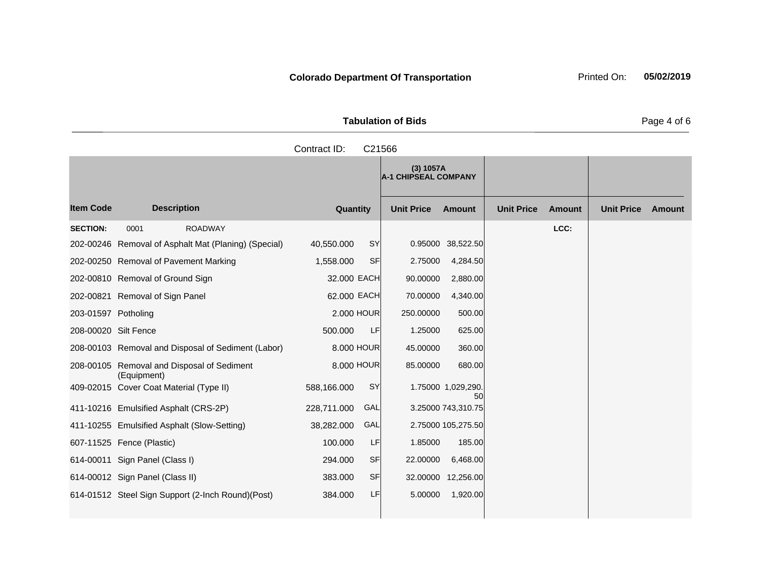**Colorado Department Of Transportation** Printed On: **05/02/2019**

**Tabulation of Bids**

Contract ID: C21566

| | | | | (3) 1057A A-1 CHIPSEAL COMPANY | | | | | |
|---|---|---|---|---|---|---|---|---|---|
| **Item Code** | **Description** | **Quantity** | | **Unit Price** | **Amount** | **Unit Price** | **Amount** | **Unit Price** | **Amount** |
| **SECTION:** | 0001 ROADWAY | | | | | | **LCC:** | | |
| 202-00246 | Removal of Asphalt Mat (Planing) (Special) | 40,550.000 | SY | 0.95000 | 38,522.50 | | | | |
| 202-00250 | Removal of Pavement Marking | 1,558.000 | SF | 2.75000 | 4,284.50 | | | | |
| 202-00810 | Removal of Ground Sign | 32.000 | EACH | 90.00000 | 2,880.00 | | | | |
| 202-00821 | Removal of Sign Panel | 62.000 | EACH | 70.00000 | 4,340.00 | | | | |
| 203-01597 | Potholing | 2.000 | HOUR | 250.00000 | 500.00 | | | | |
| 208-00020 | Silt Fence | 500.000 | LF | 1.25000 | 625.00 | | | | |
| 208-00103 | Removal and Disposal of Sediment (Labor) | 8.000 | HOUR | 45.00000 | 360.00 | | | | |
| 208-00105 | Removal and Disposal of Sediment (Equipment) | 8.000 | HOUR | 85.00000 | 680.00 | | | | |
| 409-02015 | Cover Coat Material (Type II) | 588,166.000 | SY | 1.75000 | 1,029,290.50 | | | | |
| 411-10216 | Emulsified Asphalt (CRS-2P) | 228,711.000 | GAL | 3.25000 | 743,310.75 | | | | |
| 411-10255 | Emulsified Asphalt (Slow-Setting) | 38,282.000 | GAL | 2.75000 | 105,275.50 | | | | |
| 607-11525 | Fence (Plastic) | 100.000 | LF | 1.85000 | 185.00 | | | | |
| 614-00011 | Sign Panel (Class I) | 294.000 | SF | 22.00000 | 6,468.00 | | | | |
| 614-00012 | Sign Panel (Class II) | 383.000 | SF | 32.00000 | 12,256.00 | | | | |
| 614-01512 | Steel Sign Support (2-Inch Round)(Post) | 384.000 | LF | 5.00000 | 1,920.00 | | | | |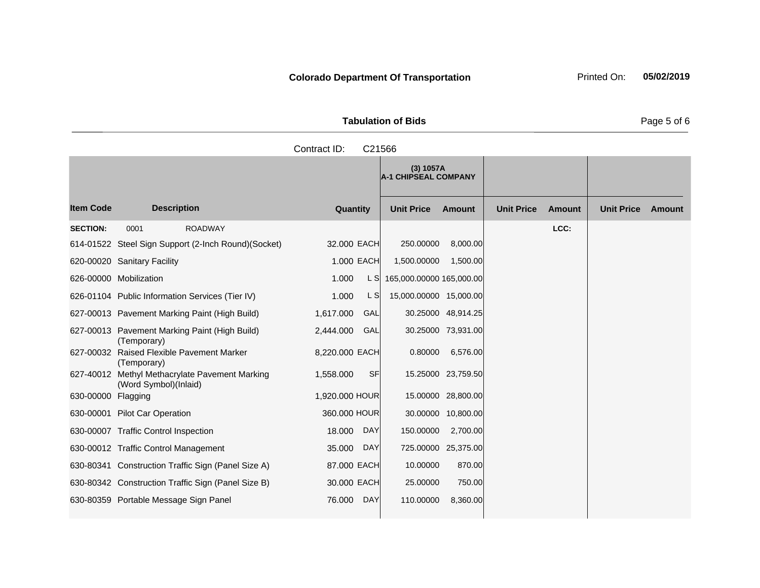**Colorado Department Of Transportation** Printed On: **05/02/2019**

**Tabulation of Bids**

Contract ID: C21566

| Item Code | Description | Quantity | | (3) 1057A A-1 CHIPSEAL COMPANY | | | | | |
|---|---|---|---|---|---|---|---|---|---|
| | | | | Unit Price | Amount | Unit Price | Amount | Unit Price | Amount |
| **SECTION:** | 0001 ROADWAY | | | | | | LCC: | | |
| 614-01522 | Steel Sign Support (2-Inch Round)(Socket) | 32.000 | EACH | 250.00000 | 8,000.00 | | | | |
| 620-00020 | Sanitary Facility | 1.000 | EACH | 1,500.00000 | 1,500.00 | | | | |
| 626-00000 | Mobilization | 1.000 | L S | 165,000.00000 | 165,000.00 | | | | |
| 626-01104 | Public Information Services (Tier IV) | 1.000 | L S | 15,000.00000 | 15,000.00 | | | | |
| 627-00013 | Pavement Marking Paint (High Build) | 1,617.000 | GAL | 30.25000 | 48,914.25 | | | | |
| 627-00013 | Pavement Marking Paint (High Build) (Temporary) | 2,444.000 | GAL | 30.25000 | 73,931.00 | | | | |
| 627-00032 | Raised Flexible Pavement Marker (Temporary) | 8,220.000 | EACH | 0.80000 | 6,576.00 | | | | |
| 627-40012 | Methyl Methacrylate Pavement Marking (Word Symbol)(Inlaid) | 1,558.000 | SF | 15.25000 | 23,759.50 | | | | |
| 630-00000 | Flagging | 1,920.000 | HOUR | 15.00000 | 28,800.00 | | | | |
| 630-00001 | Pilot Car Operation | 360.000 | HOUR | 30.00000 | 10,800.00 | | | | |
| 630-00007 | Traffic Control Inspection | 18.000 | DAY | 150.00000 | 2,700.00 | | | | |
| 630-00012 | Traffic Control Management | 35.000 | DAY | 725.00000 | 25,375.00 | | | | |
| 630-80341 | Construction Traffic Sign (Panel Size A) | 87.000 | EACH | 10.00000 | 870.00 | | | | |
| 630-80342 | Construction Traffic Sign (Panel Size B) | 30.000 | EACH | 25.00000 | 750.00 | | | | |
| 630-80359 | Portable Message Sign Panel | 76.000 | DAY | 110.00000 | 8,360.00 | | | | |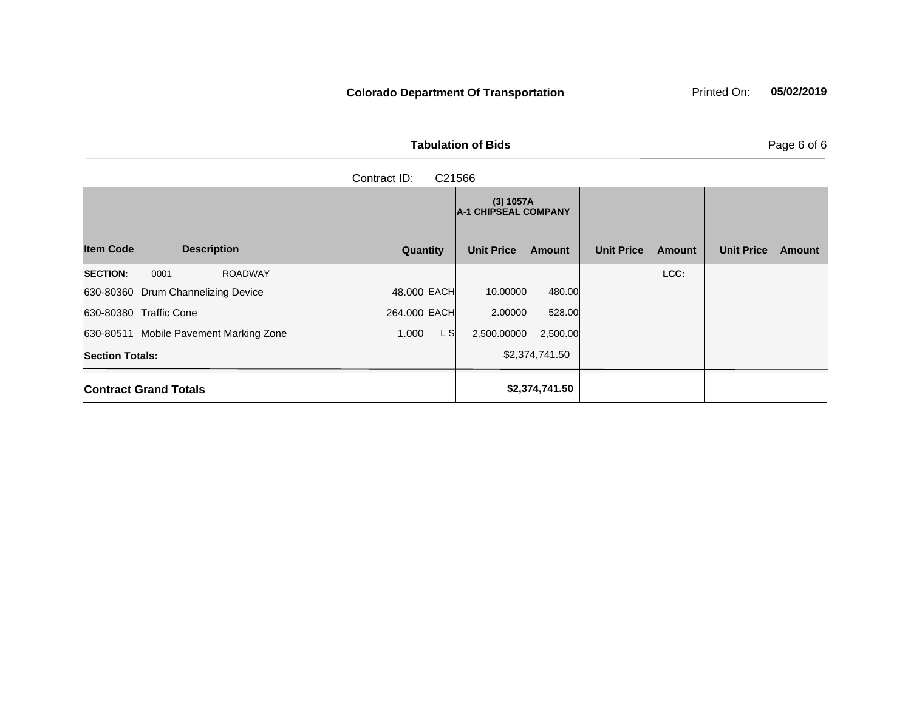**Colorado Department Of Transportation**

Printed On: **05/02/2019**

**Tabulation of Bids**

Contract ID: C21566

| Item Code | Description | Quantity | | (3) 1057A A-1 CHIPSEAL COMPANY Unit Price | Amount | Unit Price | Amount | Unit Price | Amount |
|---|---|---|---|---|---|---|---|---|---|
| **SECTION:** 0001 | ROADWAY | | | | | | LCC: | | |
| 630-80360 | Drum Channelizing Device | 48.000 | EACH | 10.00000 | 480.00 | | | | |
| 630-80380 | Traffic Cone | 264.000 | EACH | 2.00000 | 528.00 | | | | |
| 630-80511 | Mobile Pavement Marking Zone | 1.000 | L S | 2,500.00000 | 2,500.00 | | | | |
| **Section Totals:** | | | | | $2,374,741.50 | | | | |
| **Contract Grand Totals** | | | | | **$2,374,741.50** | | | | |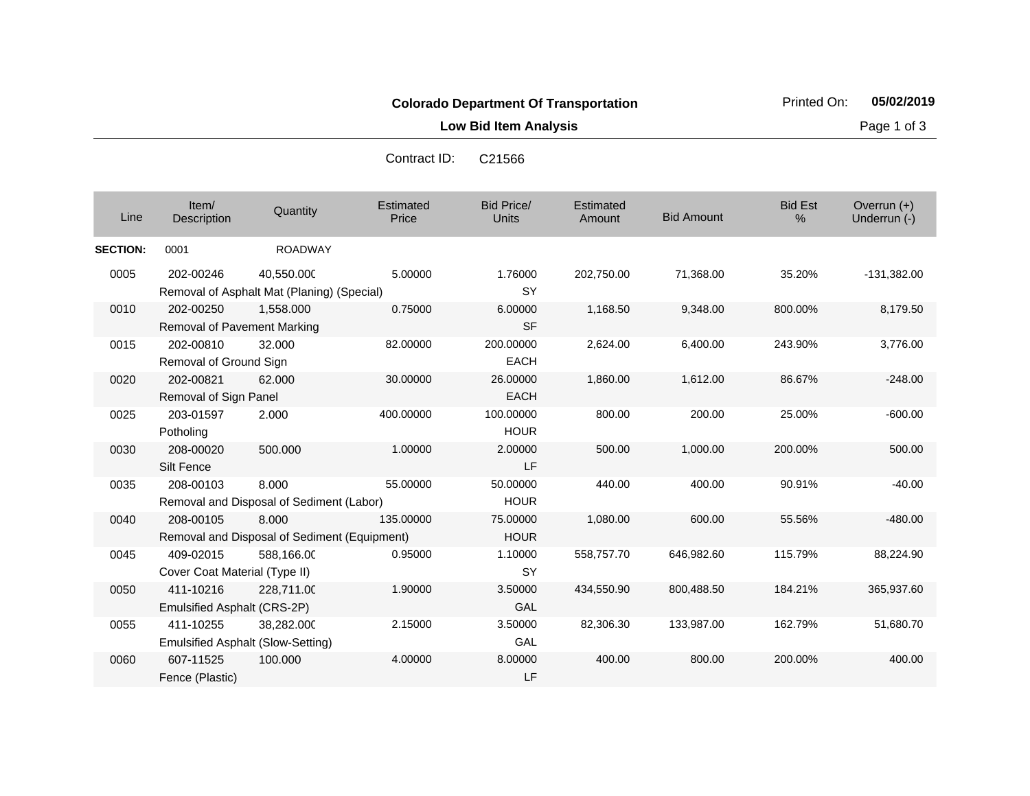**Colorado Department Of Transportation**

**Low Bid Item Analysis**

Printed On: **05/02/2019**

Contract ID: C21566

| Line | Item/ Description | Quantity | Estimated Price | Bid Price/ Units | Estimated Amount | Bid Amount | Bid Est % | Overrun (+) Underrun (-) |
|---|---|---|---|---|---|---|---|---|
| **SECTION:** | 0001 | ROADWAY | | | | | | |
| 0005 | 202-00246 Removal of Asphalt Mat (Planing) (Special) | 40,550.000 | 5.00000 | 1.76000 SY | 202,750.00 | 71,368.00 | 35.20% | -131,382.00 |
| 0010 | 202-00250 Removal of Pavement Marking | 1,558.000 | 0.75000 | 6.00000 SF | 1,168.50 | 9,348.00 | 800.00% | 8,179.50 |
| 0015 | 202-00810 Removal of Ground Sign | 32.000 | 82.00000 | 200.00000 EACH | 2,624.00 | 6,400.00 | 243.90% | 3,776.00 |
| 0020 | 202-00821 Removal of Sign Panel | 62.000 | 30.00000 | 26.00000 EACH | 1,860.00 | 1,612.00 | 86.67% | -248.00 |
| 0025 | 203-01597 Potholing | 2.000 | 400.00000 | 100.00000 HOUR | 800.00 | 200.00 | 25.00% | -600.00 |
| 0030 | 208-00020 Silt Fence | 500.000 | 1.00000 | 2.00000 LF | 500.00 | 1,000.00 | 200.00% | 500.00 |
| 0035 | 208-00103 Removal and Disposal of Sediment (Labor) | 8.000 | 55.00000 | 50.00000 HOUR | 440.00 | 400.00 | 90.91% | -40.00 |
| 0040 | 208-00105 Removal and Disposal of Sediment (Equipment) | 8.000 | 135.00000 | 75.00000 HOUR | 1,080.00 | 600.00 | 55.56% | -480.00 |
| 0045 | 409-02015 Cover Coat Material (Type II) | 588,166.000 | 0.95000 | 1.10000 SY | 558,757.70 | 646,982.60 | 115.79% | 88,224.90 |
| 0050 | 411-10216 Emulsified Asphalt (CRS-2P) | 228,711.000 | 1.90000 | 3.50000 GAL | 434,550.90 | 800,488.50 | 184.21% | 365,937.60 |
| 0055 | 411-10255 Emulsified Asphalt (Slow-Setting) | 38,282.000 | 2.15000 | 3.50000 GAL | 82,306.30 | 133,987.00 | 162.79% | 51,680.70 |
| 0060 | 607-11525 Fence (Plastic) | 100.000 | 4.00000 | 8.00000 LF | 400.00 | 800.00 | 200.00% | 400.00 |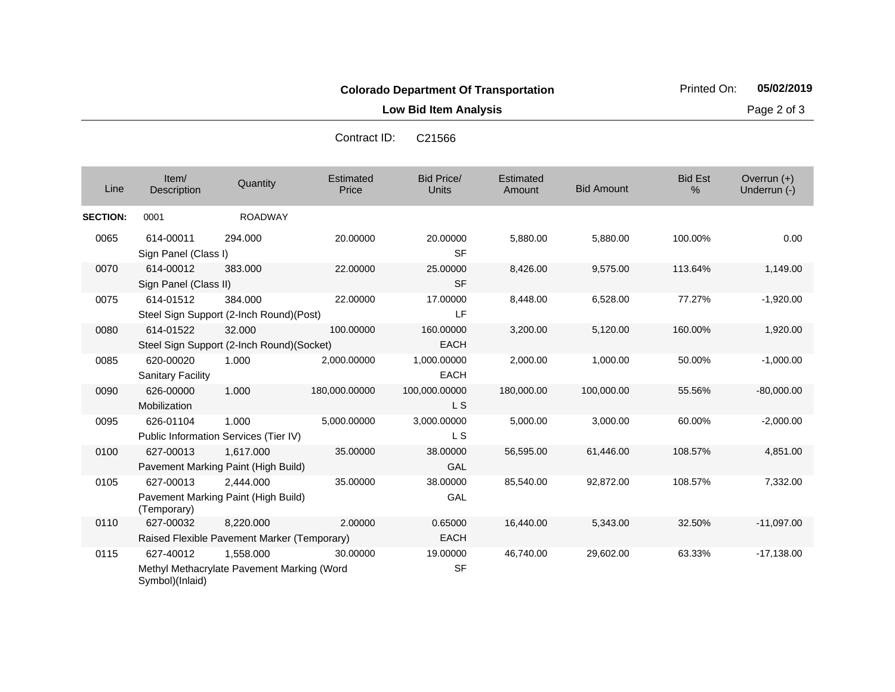**Colorado Department Of Transportation**

Printed On: **05/02/2019**

**Low Bid Item Analysis**

Contract ID: C21566

| Line | Item/ Description | Quantity | Estimated Price | Bid Price/ Units | Estimated Amount | Bid Amount | Bid Est % | Overrun (+) Underrun (-) |
|---|---|---|---|---|---|---|---|---|
| **SECTION:** | 0001 | ROADWAY | | | | | | |
| 0065 | 614-00011 Sign Panel (Class I) | 294.000 | 20.00000 | 20.00000 SF | 5,880.00 | 5,880.00 | 100.00% | 0.00 |
| 0070 | 614-00012 Sign Panel (Class II) | 383.000 | 22.00000 | 25.00000 SF | 8,426.00 | 9,575.00 | 113.64% | 1,149.00 |
| 0075 | 614-01512 Steel Sign Support (2-Inch Round)(Post) | 384.000 | 22.00000 | 17.00000 LF | 8,448.00 | 6,528.00 | 77.27% | -1,920.00 |
| 0080 | 614-01522 Steel Sign Support (2-Inch Round)(Socket) | 32.000 | 100.00000 | 160.00000 EACH | 3,200.00 | 5,120.00 | 160.00% | 1,920.00 |
| 0085 | 620-00020 Sanitary Facility | 1.000 | 2,000.00000 | 1,000.00000 EACH | 2,000.00 | 1,000.00 | 50.00% | -1,000.00 |
| 0090 | 626-00000 Mobilization | 1.000 | 180,000.00000 | 100,000.00000 L S | 180,000.00 | 100,000.00 | 55.56% | -80,000.00 |
| 0095 | 626-01104 Public Information Services (Tier IV) | 1.000 | 5,000.00000 | 3,000.00000 L S | 5,000.00 | 3,000.00 | 60.00% | -2,000.00 |
| 0100 | 627-00013 Pavement Marking Paint (High Build) | 1,617.000 | 35.00000 | 38.00000 GAL | 56,595.00 | 61,446.00 | 108.57% | 4,851.00 |
| 0105 | 627-00013 Pavement Marking Paint (High Build) (Temporary) | 2,444.000 | 35.00000 | 38.00000 GAL | 85,540.00 | 92,872.00 | 108.57% | 7,332.00 |
| 0110 | 627-00032 Raised Flexible Pavement Marker (Temporary) | 8,220.000 | 2.00000 | 0.65000 EACH | 16,440.00 | 5,343.00 | 32.50% | -11,097.00 |
| 0115 | 627-40012 Methyl Methacrylate Pavement Marking (Word Symbol)(Inlaid) | 1,558.000 | 30.00000 | 19.00000 SF | 46,740.00 | 29,602.00 | 63.33% | -17,138.00 |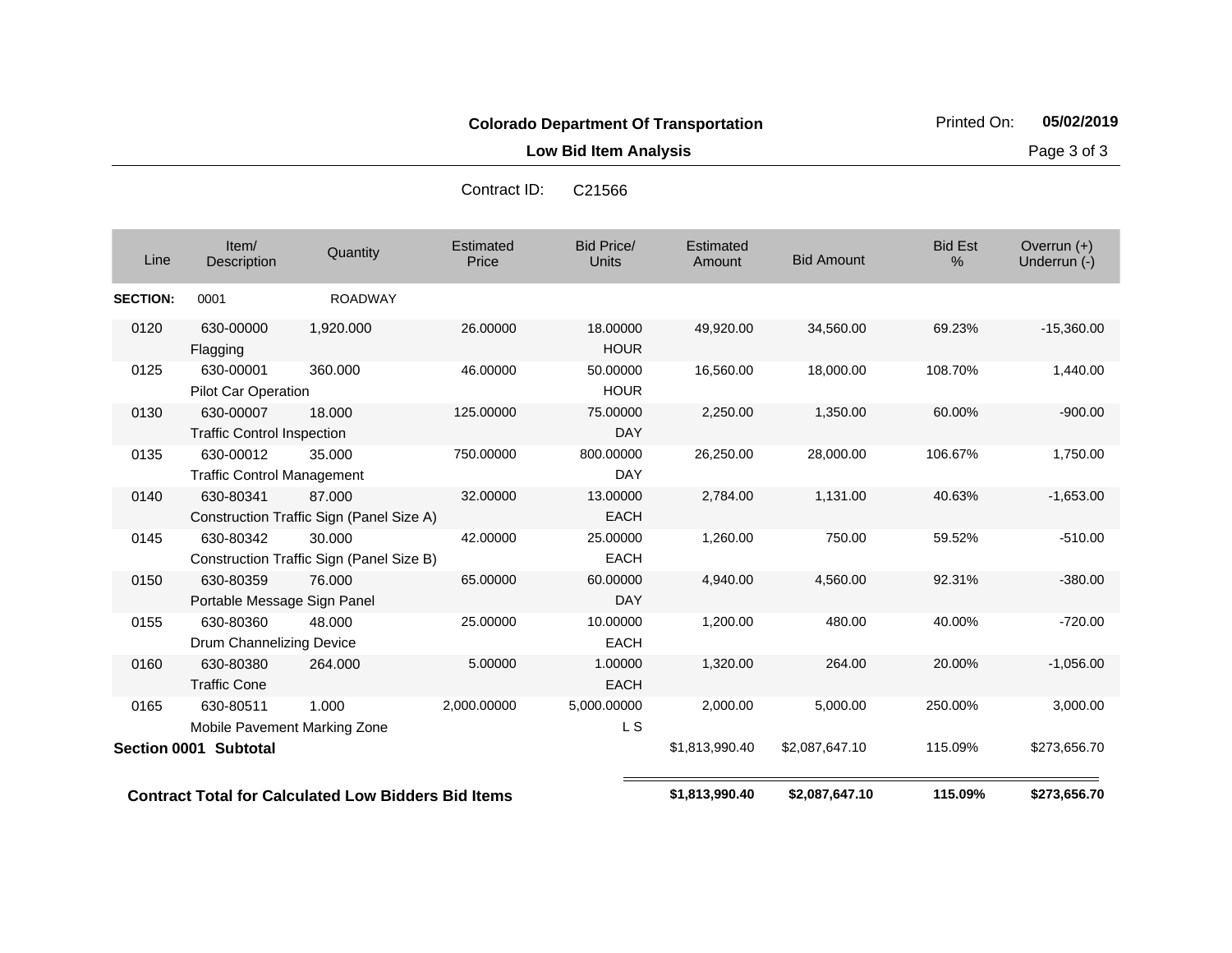**Colorado Department Of Transportation**

**Low Bid Item Analysis**

Printed On: **05/02/2019**

Contract ID: C21566

| Line | Item/ Description | Quantity | Estimated Price | Bid Price/ Units | Estimated Amount | Bid Amount | Bid Est % | Overrun (+) Underrun (-) |
|---|---|---|---|---|---|---|---|---|
| **SECTION:** | 0001 | ROADWAY | | | | | | |
| 0120 | 630-00000 Flagging | 1,920.000 | 26.00000 | 18.00000 HOUR | 49,920.00 | 34,560.00 | 69.23% | -15,360.00 |
| 0125 | 630-00001 Pilot Car Operation | 360.000 | 46.00000 | 50.00000 HOUR | 16,560.00 | 18,000.00 | 108.70% | 1,440.00 |
| 0130 | 630-00007 Traffic Control Inspection | 18.000 | 125.00000 | 75.00000 DAY | 2,250.00 | 1,350.00 | 60.00% | -900.00 |
| 0135 | 630-00012 Traffic Control Management | 35.000 | 750.00000 | 800.00000 DAY | 26,250.00 | 28,000.00 | 106.67% | 1,750.00 |
| 0140 | 630-80341 Construction Traffic Sign (Panel Size A) | 87.000 | 32.00000 | 13.00000 EACH | 2,784.00 | 1,131.00 | 40.63% | -1,653.00 |
| 0145 | 630-80342 Construction Traffic Sign (Panel Size B) | 30.000 | 42.00000 | 25.00000 EACH | 1,260.00 | 750.00 | 59.52% | -510.00 |
| 0150 | 630-80359 Portable Message Sign Panel | 76.000 | 65.00000 | 60.00000 DAY | 4,940.00 | 4,560.00 | 92.31% | -380.00 |
| 0155 | 630-80360 Drum Channelizing Device | 48.000 | 25.00000 | 10.00000 EACH | 1,200.00 | 480.00 | 40.00% | -720.00 |
| 0160 | 630-80380 Traffic Cone | 264.000 | 5.00000 | 1.00000 EACH | 1,320.00 | 264.00 | 20.00% | -1,056.00 |
| 0165 | 630-80511 Mobile Pavement Marking Zone | 1.000 | 2,000.00000 | 5,000.00000 L S | 2,000.00 | 5,000.00 | 250.00% | 3,000.00 |
| **Section 0001 Subtotal** | | | | | $1,813,990.40 | $2,087,647.10 | 115.09% | $273,656.70 |
| **Contract Total for Calculated Low Bidders Bid Items** | | | | | **$1,813,990.40** | **$2,087,647.10** | **115.09%** | **$273,656.70** |